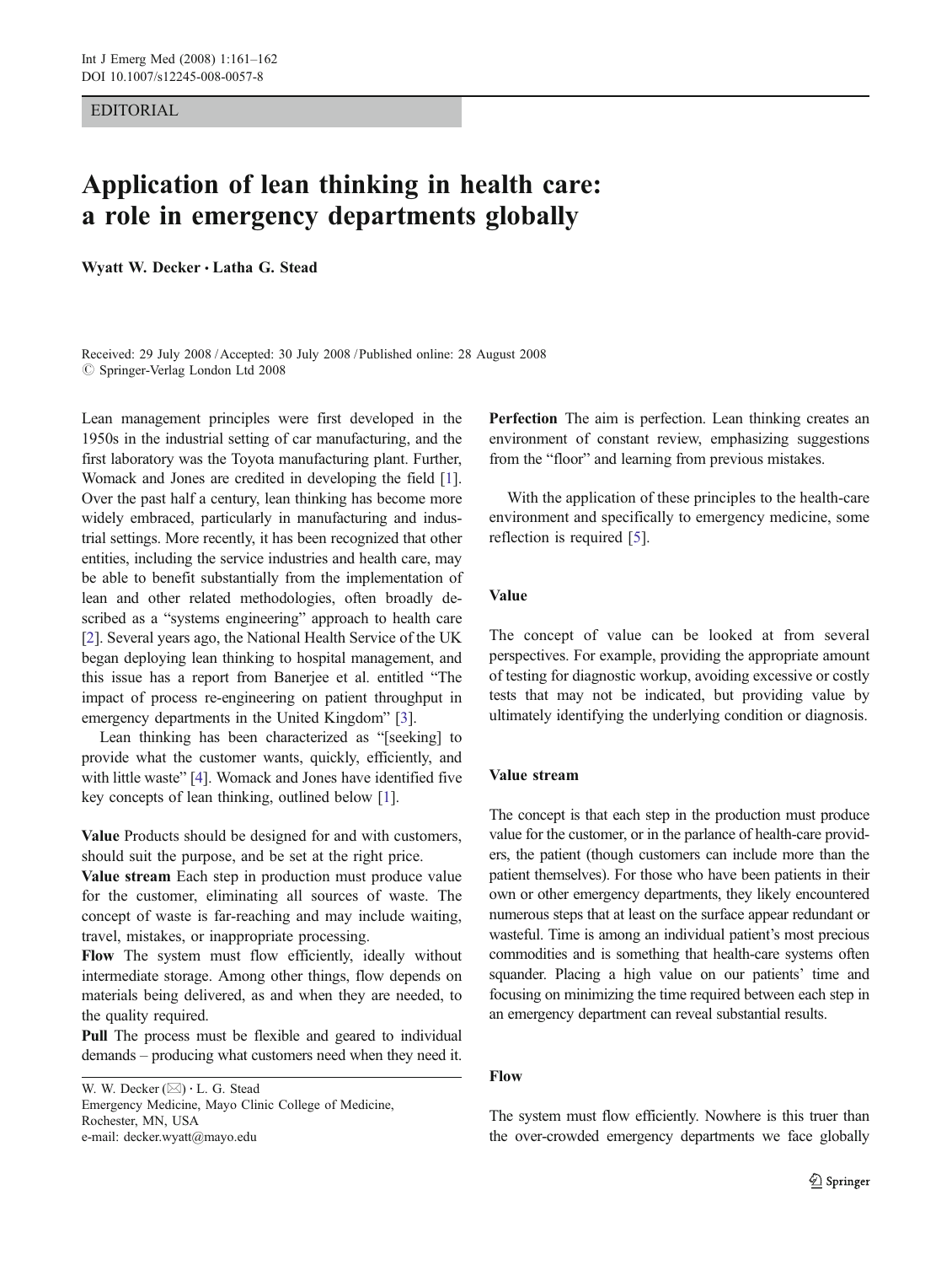EDITORIAL

# Application of lean thinking in health care: a role in emergency departments globally

Wyatt W. Decker · Latha G. Stead

Received: 29 July 2008 / Accepted: 30 July 2008 / Published online: 28 August 2008
© Springer-Verlag London Ltd 2008

Lean management principles were first developed in the 1950s in the industrial setting of car manufacturing, and the first laboratory was the Toyota manufacturing plant. Further, Womack and Jones are credited in developing the field [1]. Over the past half a century, lean thinking has become more widely embraced, particularly in manufacturing and industrial settings. More recently, it has been recognized that other entities, including the service industries and health care, may be able to benefit substantially from the implementation of lean and other related methodologies, often broadly described as a "systems engineering" approach to health care [2]. Several years ago, the National Health Service of the UK began deploying lean thinking to hospital management, and this issue has a report from Banerjee et al. entitled "The impact of process re-engineering on patient throughput in emergency departments in the United Kingdom" [3].

Lean thinking has been characterized as "[seeking] to provide what the customer wants, quickly, efficiently, and with little waste" [4]. Womack and Jones have identified five key concepts of lean thinking, outlined below [1].

**Value** Products should be designed for and with customers, should suit the purpose, and be set at the right price.
**Value stream** Each step in production must produce value for the customer, eliminating all sources of waste. The concept of waste is far-reaching and may include waiting, travel, mistakes, or inappropriate processing.
**Flow** The system must flow efficiently, ideally without intermediate storage. Among other things, flow depends on materials being delivered, as and when they are needed, to the quality required.
**Pull** The process must be flexible and geared to individual demands – producing what customers need when they need it.
**Perfection** The aim is perfection. Lean thinking creates an environment of constant review, emphasizing suggestions from the "floor" and learning from previous mistakes.

With the application of these principles to the health-care environment and specifically to emergency medicine, some reflection is required [5].

## Value

The concept of value can be looked at from several perspectives. For example, providing the appropriate amount of testing for diagnostic workup, avoiding excessive or costly tests that may not be indicated, but providing value by ultimately identifying the underlying condition or diagnosis.

## Value stream

The concept is that each step in the production must produce value for the customer, or in the parlance of health-care providers, the patient (though customers can include more than the patient themselves). For those who have been patients in their own or other emergency departments, they likely encountered numerous steps that at least on the surface appear redundant or wasteful. Time is among an individual patient's most precious commodities and is something that health-care systems often squander. Placing a high value on our patients' time and focusing on minimizing the time required between each step in an emergency department can reveal substantial results.

## Flow

The system must flow efficiently. Nowhere is this truer than the over-crowded emergency departments we face globally

W. W. Decker (✉) · L. G. Stead
Emergency Medicine, Mayo Clinic College of Medicine,
Rochester, MN, USA
e-mail: decker.wyatt@mayo.edu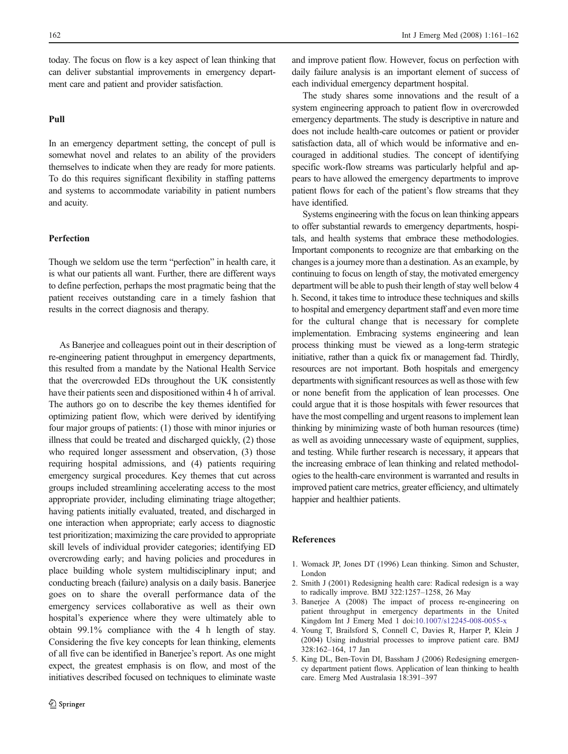today. The focus on flow is a key aspect of lean thinking that can deliver substantial improvements in emergency department care and patient and provider satisfaction.

## Pull

In an emergency department setting, the concept of pull is somewhat novel and relates to an ability of the providers themselves to indicate when they are ready for more patients. To do this requires significant flexibility in staffing patterns and systems to accommodate variability in patient numbers and acuity.

## Perfection

Though we seldom use the term "perfection" in health care, it is what our patients all want. Further, there are different ways to define perfection, perhaps the most pragmatic being that the patient receives outstanding care in a timely fashion that results in the correct diagnosis and therapy.

As Banerjee and colleagues point out in their description of re-engineering patient throughput in emergency departments, this resulted from a mandate by the National Health Service that the overcrowded EDs throughout the UK consistently have their patients seen and dispositioned within 4 h of arrival. The authors go on to describe the key themes identified for optimizing patient flow, which were derived by identifying four major groups of patients: (1) those with minor injuries or illness that could be treated and discharged quickly, (2) those who required longer assessment and observation, (3) those requiring hospital admissions, and (4) patients requiring emergency surgical procedures. Key themes that cut across groups included streamlining accelerating access to the most appropriate provider, including eliminating triage altogether; having patients initially evaluated, treated, and discharged in one interaction when appropriate; early access to diagnostic test prioritization; maximizing the care provided to appropriate skill levels of individual provider categories; identifying ED overcrowding early; and having policies and procedures in place building whole system multidisciplinary input; and conducting breach (failure) analysis on a daily basis. Banerjee goes on to share the overall performance data of the emergency services collaborative as well as their own hospital's experience where they were ultimately able to obtain 99.1% compliance with the 4 h length of stay. Considering the five key concepts for lean thinking, elements of all five can be identified in Banerjee's report. As one might expect, the greatest emphasis is on flow, and most of the initiatives described focused on techniques to eliminate waste and improve patient flow. However, focus on perfection with daily failure analysis is an important element of success of each individual emergency department hospital.

The study shares some innovations and the result of a system engineering approach to patient flow in overcrowded emergency departments. The study is descriptive in nature and does not include health-care outcomes or patient or provider satisfaction data, all of which would be informative and encouraged in additional studies. The concept of identifying specific work-flow streams was particularly helpful and appears to have allowed the emergency departments to improve patient flows for each of the patient's flow streams that they have identified.

Systems engineering with the focus on lean thinking appears to offer substantial rewards to emergency departments, hospitals, and health systems that embrace these methodologies. Important components to recognize are that embarking on the changes is a journey more than a destination. As an example, by continuing to focus on length of stay, the motivated emergency department will be able to push their length of stay well below 4 h. Second, it takes time to introduce these techniques and skills to hospital and emergency department staff and even more time for the cultural change that is necessary for complete implementation. Embracing systems engineering and lean process thinking must be viewed as a long-term strategic initiative, rather than a quick fix or management fad. Thirdly, resources are not important. Both hospitals and emergency departments with significant resources as well as those with few or none benefit from the application of lean processes. One could argue that it is those hospitals with fewer resources that have the most compelling and urgent reasons to implement lean thinking by minimizing waste of both human resources (time) as well as avoiding unnecessary waste of equipment, supplies, and testing. While further research is necessary, it appears that the increasing embrace of lean thinking and related methodologies to the health-care environment is warranted and results in improved patient care metrics, greater efficiency, and ultimately happier and healthier patients.

## References

1. Womack JP, Jones DT (1996) Lean thinking. Simon and Schuster, London
2. Smith J (2001) Redesigning health care: Radical redesign is a way to radically improve. BMJ 322:1257–1258, 26 May
3. Banerjee A (2008) The impact of process re-engineering on patient throughput in emergency departments in the United Kingdom Int J Emerg Med 1 doi:10.1007/s12245-008-0055-x
4. Young T, Brailsford S, Connell C, Davies R, Harper P, Klein J (2004) Using industrial processes to improve patient care. BMJ 328:162–164, 17 Jan
5. King DL, Ben-Tovin DI, Bassham J (2006) Redesigning emergency department patient flows. Application of lean thinking to health care. Emerg Med Australasia 18:391–397